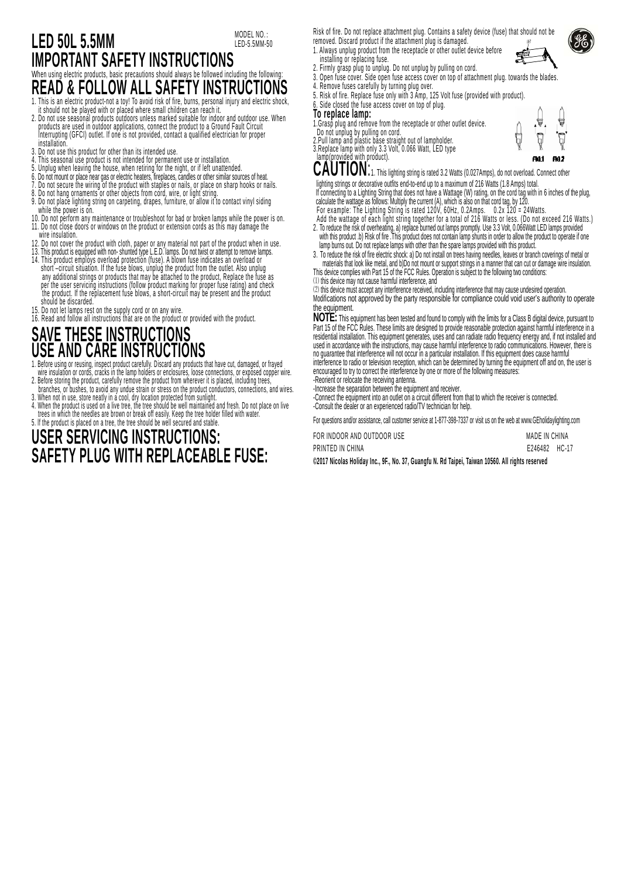# LED 50L 5.5MM

MODEL NO.:
LED-5.5MM-50

# IMPORTANT SAFETY INSTRUCTIONS

When using electric products, basic precautions should always be followed including the following:

# READ & FOLLOW ALL SAFETY INSTRUCTIONS

1. This is an electric product-not a toy! To avoid risk of fire, burns, personal injury and electric shock, it should not be played with or placed where small children can reach it.
2. Do not use seasonal products outdoors unless marked suitable for indoor and outdoor use. When products are used in outdoor applications, connect the product to a Ground Fault Circuit Interrupting (GFCI) outlet. If one is not provided, contact a qualified electrician for proper installation.
3. Do not use this product for other than its intended use.
4. This seasonal use product is not intended for permanent use or installation.
5. Unplug when leaving the house, when retiring for the night, or if left unattended.
6. Do not mount or place near gas or electric heaters, fireplaces, candles or other similar sources of heat.
7. Do not secure the wiring of the product with staples or nails, or place on sharp hooks or nails.
8. Do not hang ornaments or other objects from cord, wire, or light string.
9. Do not place lighting string on carpeting, drapes, furniture, or allow it to contact vinyl siding while the power is on.
10. Do not perform any maintenance or troubleshoot for bad or broken lamps while the power is on.
11. Do not close doors or windows on the product or extension cords as this may damage the wire insulation.
12. Do not cover the product with cloth, paper or any material not part of the product when in use.
13. This product is equipped with non- shunted type L.E.D. lamps. Do not twist or attempt to remove lamps.
14. This product employs overload protection (fuse). A blown fuse indicates an overload or short –circuit situation. If the fuse blows, unplug the product from the outlet. Also unplug any additional strings or products that may be attached to the product. Replace the fuse as per the user servicing instructions (follow product marking for proper fuse rating) and check the product. If the replacement fuse blows, a short-circuit may be present and the product should be discarded.
15. Do not let lamps rest on the supply cord or on any wire.
16. Read and follow all instructions that are on the product or provided with the product.

# SAVE THESE INSTRUCTIONS
# USE AND CARE INSTRUCTIONS

1. Before using or reusing, inspect product carefully. Discard any products that have cut, damaged, or frayed wire insulation or cords, cracks in the lamp holders or enclosures, loose connections, or exposed copper wire.
2. Before storing the product, carefully remove the product from wherever it is placed, including trees, branches, or bushes, to avoid any undue strain or stress on the product conductors, connections, and wires.
3. When not in use, store neatly in a cool, dry location protected from sunlight.
4. When the product is used on a live tree, the tree should be well maintained and fresh. Do not place on live trees in which the needles are brown or break off easily. Keep the tree holder filled with water.
5. If the product is placed on a tree, the tree should be well secured and stable.

# USER SERVICING INSTRUCTIONS:
# SAFETY PLUG WITH REPLACEABLE FUSE:

Risk of fire. Do not replace attachment plug. Contains a safety device (fuse) that should not be removed. Discard product if the attachment plug is damaged.

1. Always unplug product from the receptacle or other outlet device before installing or replacing fuse.
2. Firmly grasp plug to unplug. Do not unplug by pulling on cord.
3. Open fuse cover. Side open fuse access cover on top of attachment plug. towards the blades.
4. Remove fuses carefully by turning plug over.
5. Risk of fire. Replace fuse only with 3 Amp, 125 Volt fuse (provided with product).
6. Side closed the fuse access cover on top of plug.

### To replace lamp:

1. Grasp plug and remove from the receptacle or other outlet device. Do not unplug by pulling on cord.
2. Pull lamp and plastic base straight out of lampholder.
3. Replace lamp with only 3.3 Volt, 0.066 Watt, LED type lamp(provided with product).

FIG.1 FIG.2

**CAUTION:** 1. This lighting string is rated 3.2 Watts (0.027Amps), do not overload. Connect other lighting strings or decorative outfits end-to-end up to a maximum of 216 Watts (1.8 Amps) total.
If connecting to a Lighting String that does not have a Wattage (W) rating, on the cord tag with in 6 inches of the plug, calculate the wattage as follows: Multiply the current (A), which is also on that cord tag, by 120.
For example: The Lighting String is rated 120V, 60Hz, 0.2Amps. 0.2x 120 = 24Watts.
Add the wattage of each light string together for a total of 216 Watts or less. (Do not exceed 216 Watts.)

2. To reduce the risk of overheating, a) replace burned out lamps promptly. Use 3.3 Volt, 0.066Watt LED lamps provided with this product .b) Risk of fire .This product does not contain lamp shunts in order to allow the product to operate if one lamp burns out. Do not replace lamps with other than the spare lamps provided with this product.
3. To reduce the risk of fire electric shock: a) Do not install on trees having needles, leaves or branch coverings of metal or materials that look like metal, and b)Do not mount or support strings in a manner that can cut or damage wire insulation.

This device complies with Part 15 of the FCC Rules. Operation is subject to the following two conditions:
(1) this device may not cause harmful interference, and
(2) this device must accept any interference received, including interference that may cause undesired operation.
Modifications not approved by the party responsible for compliance could void user's authority to operate the equipment.

**NOTE:** This equipment has been tested and found to comply with the limits for a Class B digital device, pursuant to Part 15 of the FCC Rules. These limits are designed to provide reasonable protection against harmful interference in a residential installation. This equipment generates, uses and can radiate radio frequency energy and, if not installed and used in accordance with the instructions, may cause harmful interference to radio communications. However, there is no guarantee that interference will not occur in a particular installation. If this equipment does cause harmful interference to radio or television reception, which can be determined by turning the equipment off and on, the user is encouraged to try to correct the interference by one or more of the following measures:
-Reorient or relocate the receiving antenna.
-Increase the separation between the equipment and receiver.
-Connect the equipment into an outlet on a circuit different from that to which the receiver is connected.
-Consult the dealer or an experienced radio/TV technician for help.

For questions and/or assistance, call customer service at 1-877-398-7337 or visit us on the web at www.GEholidaylighting.com

FOR INDOOR AND OUTDOOR USE MADE IN CHINA
PRINTED IN CHINA E246482 HC-17

**©2017 Nicolas Holiday Inc., 9F., No. 37, Guangfu N. Rd Taipei, Taiwan 10560. All rights reserved**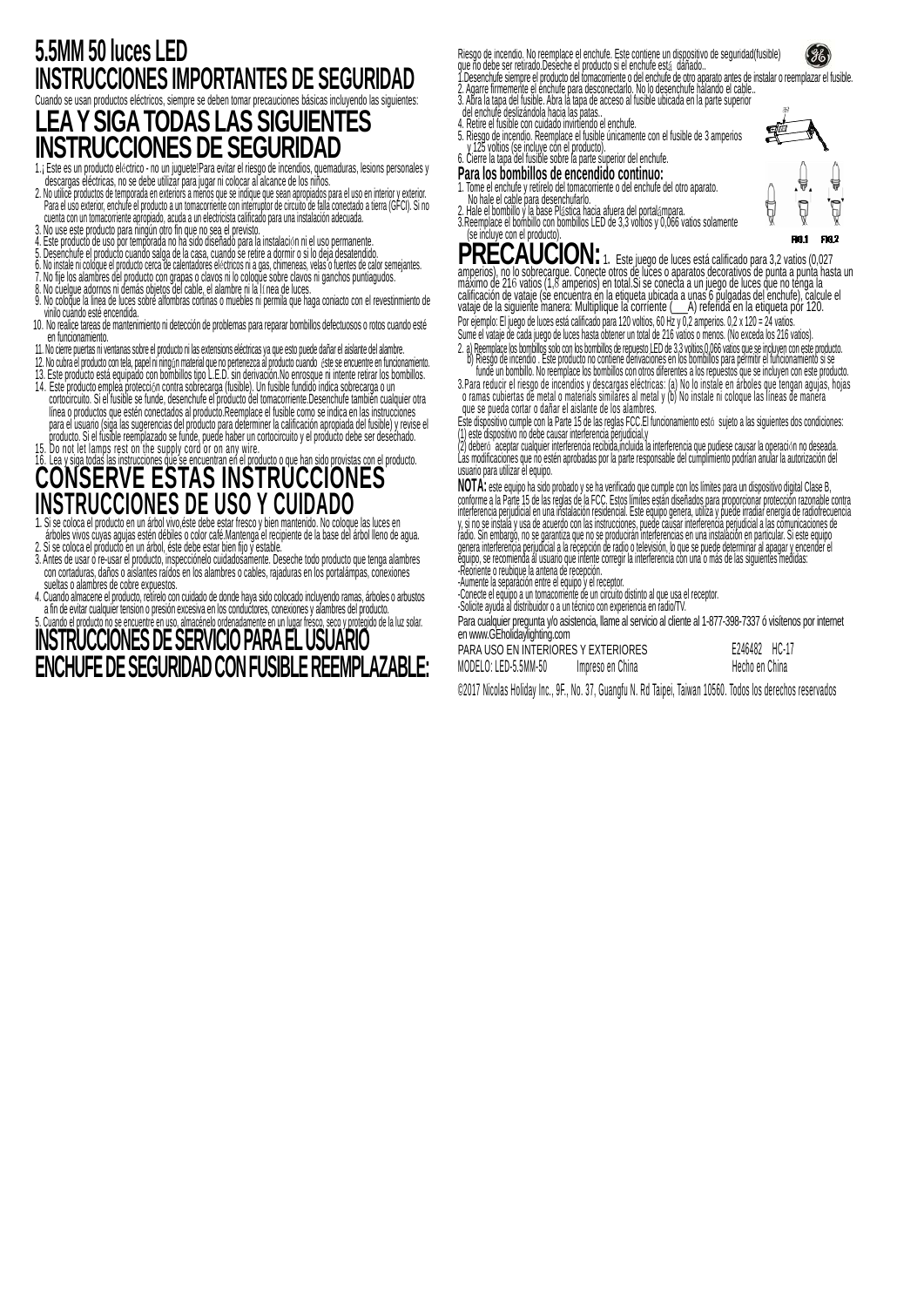# 5.5MM 50 luces LED

# INSTRUCCIONES IMPORTANTES DE SEGURIDAD

Cuando se usan productos eléctricos, siempre se deben tomar precauciones básicas incluyendo las siguientes:

# LEA Y SIGA TODAS LAS SIGUIENTES INSTRUCCIONES DE SEGURIDAD

1. ¡ Este es un producto eléctrico - no un juguete!Para evitar el riesgo de incendios, quemaduras, lesions personales y descargas eléctricas, no se debe utilizar para jugar ni colocar al alcance de los niños.
2. No utilice productos de temporada en exteriores a menos que se indique que sean apropiados para el uso en interior y exterior. Para el uso exterior, enchufe el producto a un tomacorriente con interruptor de circuito de falla conectado a tierra (GFCI). Si no cuenta con un tomacorriente apropiado, acuda a un electricista calificado para una instalación adecuada.
3. No use este producto para ningún otro fin que no sea el previsto.
4. Este producto de uso por temporada no ha sido diseñado para la instalación ni el uso permanente.
5. Desenchufe el producto cuando salga de la casa, cuando se retire a dormir o si lo deja desatendido.
6. No instale ni coloque el producto cerca de calentadores eléctricos ni a gas, chimeneas, velas o fuentes de calor semejantes.
7. No fije los alambres del producto con grapas o clavos ni lo coloque sobre clavos ni ganchos puntiagudos.
8. No cuelgue adornos ni demás objetos del cable, el alambre ni la línea de luces.
9. No coloque la línea de luces sobre alfombras cortinas o muebles ni permita que haga contacto con el revestimiento de vinilo cuando esté encendida.
10. No realice tareas de mantenimiento ni detección de problemas para reparar bombillos defectuosos o rotos cuando esté en funcionamiento.
11. No cierre puertas ni ventanas sobre el producto ni las extensions eléctricas ya que esto puede dañar el aislante del alambre.
12. No cubra el producto con tela, papel ni ningún material que no pertenezca al producto cuando éste se encuentre en funcionamiento.
13. Este producto está equipado con bombillos tipo L.E.D. sin derivación.No enrosque ni intente retirar los bombillos.
14. Este producto emplea protección contra sobrecarga (fusible). Un fusible fundido indica sobrecarga o un cortocircuito. Si el fusible se funde, desenchufe el producto del tomacorriente.Desenchufe también cualquier otra línea o productos que estén conectados al producto.Reemplace el fusible como se indica en las instrucciones para el usuario (siga las sugerencias del producto para determiner la calificación apropiada del fusible) y revise el producto. Si el fusible reemplazado se funde, puede haber un cortocircuito y el producto debe ser desechado.
15. Do not let lamps rest on the supply cord or on any wire.
16. Lea y siga todas las instrucciones que se encuentran en el producto o que han sido provistas con el producto.

# CONSERVE ESTAS INSTRUCCIONES

# INSTRUCCIONES DE USO Y CUIDADO

1. Si se coloca el producto en un árbol vivo,éste debe estar fresco y bien mantenido. No coloque las luces en árboles vivos cuyas agujas estén débiles o color café.Mantenga el recipiente de la base del árbol lleno de agua.
2. Si se coloca el producto en un árbol, éste debe estar bien fijo y estable.
3. Antes de usar o re-usar el producto, inspecciónelo cuidadosamente. Deseche todo producto que tenga alambres con cortaduras, daños o aislantes raídos en los alambres o cables, rajaduras en los portalámpas, conexiones sueltas o alambres de cobre expuestos.
4. Cuando almacene el producto, retírelo con cuidado de donde haya sido colocado incluyendo ramas, árboles o arbustos a fin de evitar cualquier tension o presión excesiva en los conductores, conexiones y alambres del producto.
5. Cuando el producto no se encuentre en uso, almacénelo ordenadamente en un lugar fresco, seco y protegido de la luz solar.

# INSTRUCCIONES DE SERVICIO PARA EL USUARIO

# ENCHUFE DE SEGURIDAD CON FUSIBLE REEMPLAZABLE:

Riesgo de incendio. No reemplace el enchufe. Este contiene un dispositivo de seguridad(fusible) que no debe ser retirado.Deseche el producto si el enchufe está dañado..

1. Desenchufe siempre el producto del tomacorriente o del enchufe de otro aparato antes de instalar o reemplazar el fusible.
2. Agarre firmemente el enchufe para desconectarlo. No lo desenchufe halando el cable..
3. Abra la tapa del fusible. Abra la tapa de acceso al fusible ubicada en la parte superior del enchufe deslizándola hacia las patas..
4. Retire el fusible con cuidado invirtiendo el enchufe.
5. Riesgo de incendio. Reemplace el fusible únicamente con el fusible de 3 amperios y 125 voltios (se incluye con el producto).
6. Cierre la tapa del fusible sobre la parte superior del enchufe.

**Para los bombillos de encendido continuo:**

1. Tome el enchufe y retírelo del tomacorriente o del enchufe del otro aparato. No hale el cable para desenchufarlo.
2. Hale el bombillo y la base Plástica hacia afuera del portalámpara.
3. Reemplace el bombillo con bombillos LED de 3,3 voltios y 0,066 vatios solamente (se incluye con el producto).

FIG.1 FIG.2

**PRECAUCION:** 1. Este juego de luces está calificado para 3,2 vatios (0,027 amperios), no lo sobrecargue. Conecte otros de luces o aparatos decorativos de punta a punta hasta un máximo de 216 vatios (1,8 amperios) en total.Si se conecta a un juego de luces que no tenga la calificación de vataje (se encuentra en la etiqueta ubicada a unas 6 pulgadas del enchufe), calcule el vataje de la siguiente manera: Multiplique la corriente (___A) referida en la etiqueta por 120.

Por ejemplo: El juego de luces está calificado para 120 voltios, 60 Hz y 0,2 amperios. 0,2 x 120 = 24 vatios.
Sume el vataje de cada juego de luces hasta obtener un total de 216 vatios o menos. (No exceda los 216 vatios).

2. a) Reemplace los bombillos solo con los bombillos de repuesto LED de 3,3 voltios,0,066 vatios que se incluyen con este producto.
   b) Riesgo de incendio . Este producto no contiene derivaciones en los bombillos para permitir el funcionamiento si se funde un bombillo. No reemplace los bombillos con otros diferentes a los repuestos que se incluyen con este producto.
3. Para reducir el riesgo de incendios y descargas eléctricas: (a) No lo instale en árboles que tengan agujas, hojas o ramas cubiertas de metal o materials similares al metal y (b) No instale ni coloque las líneas de manera que se pueda cortar o dañar el aislante de los alambres.

Este dispositivo cumple con la Parte 15 de las reglas FCC.El funcionamiento estó sujeto a las siguientes dos condiciones:
(1) este dispositivo no debe causar interferencia perjudicial,y
(2) deberó aceptar cualquier interferencia recibida,incluida la interferencia que pudiese causar la operación no deseada.
Las modificaciones que no estén aprobadas por la parte responsable del cumplimiento podrían anular la autorización del usuario para utilizar el equipo.

**NOTA:** este equipo ha sido probado y se ha verificado que cumple con los límites para un dispositivo digital Clase B, conforme a la Parte 15 de las reglas de la FCC. Estos límites están diseñados para proporcionar protección razonable contra interferencia perjudicial en una instalación residencial. Este equipo genera, utiliza y puede irradiar energía de radiofrecuencia y, si no se instala y usa de acuerdo con las instrucciones, puede causar interferencia perjudicial a las comunicaciones de radio. Sin embargo, no se garantiza que no se producirán interferencias en una instalación en particular. Si este equipo genera interferencia perjudicial a la recepción de radio o televisión, lo que se puede determinar al apagar y encender el equipo, se recomienda al usuario que intente corregir la interferencia con una o más de las siguientes medidas:
-Reoriente o reubique la antena de recepción.
-Aumente la separación entre el equipo y el receptor.
-Conecte el equipo a un tomacorriente de un circuito distinto al que usa el receptor.
-Solicite ayuda al distribuidor o a un técnico con experiencia en radio/TV.

Para cualquier pregunta y/o asistencia, llame al servicio al cliente al 1-877-398-7337 ó visítenos por internet en www.GEholidaylighting.com

PARA USO EN INTERIORES Y EXTERIORES    E246482 HC-17
MODELO: LED-5.5MM-50    Impreso en China    Hecho en China

©2017 Nicolas Holiday Inc., 9F., No. 37, Guangfu N. Rd Taipei, Taiwan 10560. Todos los derechos reservados